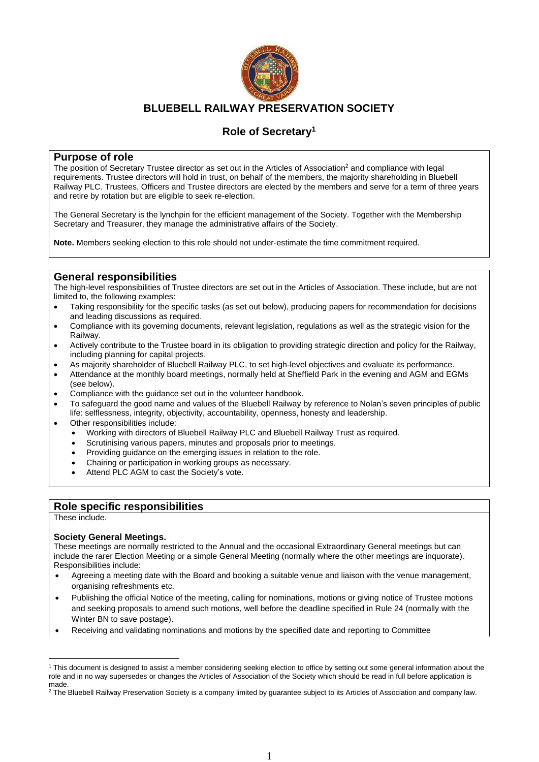# BLUEBELL RAILWAY PRESERVATION SOCIETY

## Role of Secretary[1]

### Purpose of role

The position of Secretary Trustee director as set out in the Articles of Association[2] and compliance with legal requirements. Trustee directors will hold in trust, on behalf of the members, the majority shareholding in Bluebell Railway PLC. Trustees, Officers and Trustee directors are elected by the members and serve for a term of three years and retire by rotation but are eligible to seek re-election.

The General Secretary is the lynchpin for the efficient management of the Society. Together with the Membership Secretary and Treasurer, they manage the administrative affairs of the Society.

**Note.** Members seeking election to this role should not under-estimate the time commitment required.

### General responsibilities

The high-level responsibilities of Trustee directors are set out in the Articles of Association. These include, but are not limited to, the following examples:

- Taking responsibility for the specific tasks (as set out below), producing papers for recommendation for decisions and leading discussions as required.
- Compliance with its governing documents, relevant legislation, regulations as well as the strategic vision for the Railway.
- Actively contribute to the Trustee board in its obligation to providing strategic direction and policy for the Railway, including planning for capital projects.
- As majority shareholder of Bluebell Railway PLC, to set high-level objectives and evaluate its performance.
- Attendance at the monthly board meetings, normally held at Sheffield Park in the evening and AGM and EGMs (see below).
- Compliance with the guidance set out in the volunteer handbook.
- To safeguard the good name and values of the Bluebell Railway by reference to Nolan's seven principles of public life: selflessness, integrity, objectivity, accountability, openness, honesty and leadership.
- Other responsibilities include:
  - Working with directors of Bluebell Railway PLC and Bluebell Railway Trust as required.
  - Scrutinising various papers, minutes and proposals prior to meetings.
  - Providing guidance on the emerging issues in relation to the role.
  - Chairing or participation in working groups as necessary.
  - Attend PLC AGM to cast the Society's vote.

### Role specific responsibilities

These include.

**Society General Meetings.**

These meetings are normally restricted to the Annual and the occasional Extraordinary General meetings but can include the rarer Election Meeting or a simple General Meeting (normally where the other meetings are inquorate). Responsibilities include:

- Agreeing a meeting date with the Board and booking a suitable venue and liaison with the venue management, organising refreshments etc.
- Publishing the official Notice of the meeting, calling for nominations, motions or giving notice of Trustee motions and seeking proposals to amend such motions, well before the deadline specified in Rule 24 (normally with the Winter BN to save postage).
- Receiving and validating nominations and motions by the specified date and reporting to Committee

[1] This document is designed to assist a member considering seeking election to office by setting out some general information about the role and in no way supersedes or changes the Articles of Association of the Society which should be read in full before application is made.

[2] The Bluebell Railway Preservation Society is a company limited by guarantee subject to its Articles of Association and company law.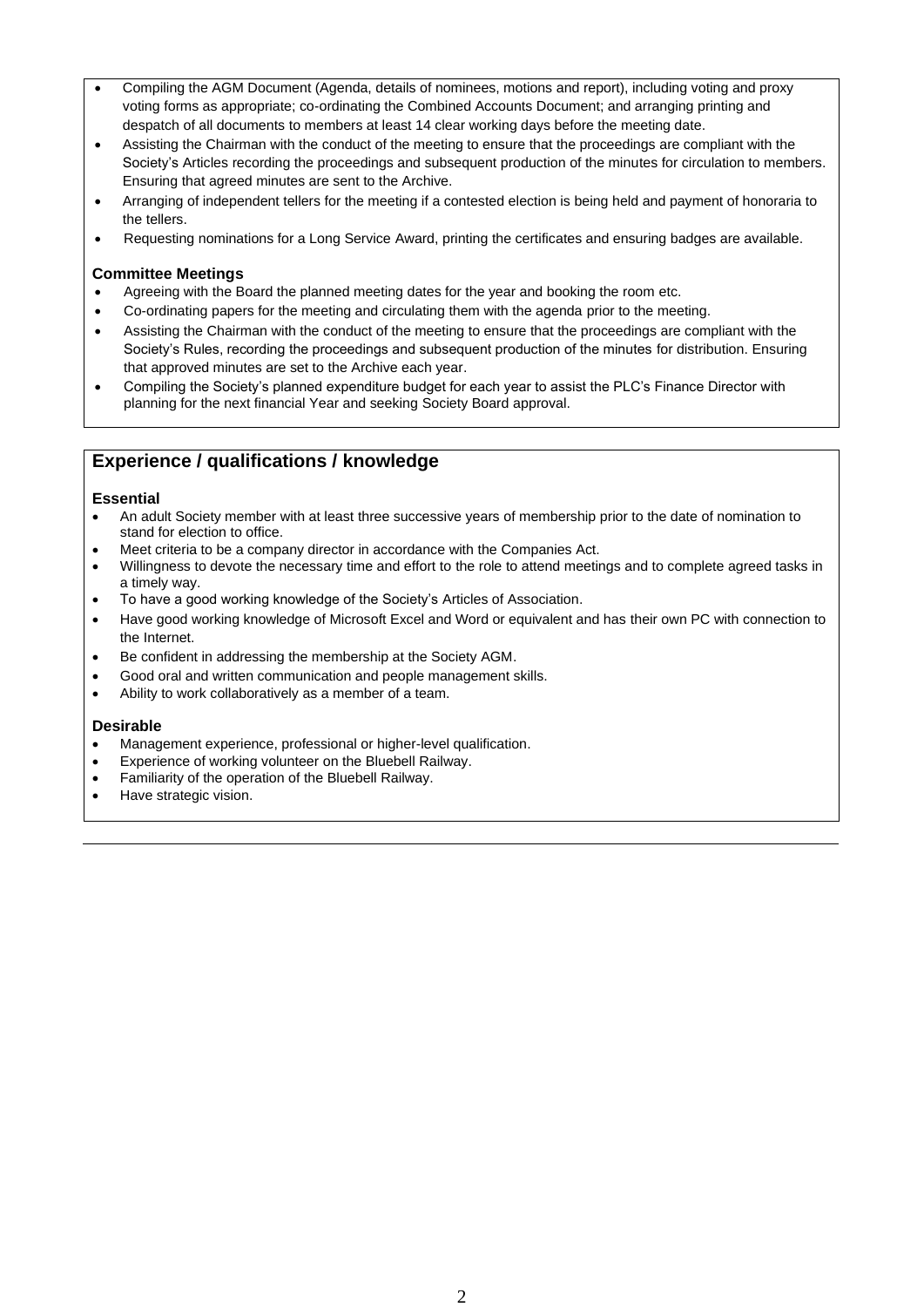- Compiling the AGM Document (Agenda, details of nominees, motions and report), including voting and proxy voting forms as appropriate; co-ordinating the Combined Accounts Document; and arranging printing and despatch of all documents to members at least 14 clear working days before the meeting date.
- Assisting the Chairman with the conduct of the meeting to ensure that the proceedings are compliant with the Society's Articles recording the proceedings and subsequent production of the minutes for circulation to members. Ensuring that agreed minutes are sent to the Archive.
- Arranging of independent tellers for the meeting if a contested election is being held and payment of honoraria to the tellers.
- Requesting nominations for a Long Service Award, printing the certificates and ensuring badges are available.

**Committee Meetings**

- Agreeing with the Board the planned meeting dates for the year and booking the room etc.
- Co-ordinating papers for the meeting and circulating them with the agenda prior to the meeting.
- Assisting the Chairman with the conduct of the meeting to ensure that the proceedings are compliant with the Society's Rules, recording the proceedings and subsequent production of the minutes for distribution. Ensuring that approved minutes are set to the Archive each year.
- Compiling the Society's planned expenditure budget for each year to assist the PLC's Finance Director with planning for the next financial Year and seeking Society Board approval.

## Experience / qualifications / knowledge

**Essential**

- An adult Society member with at least three successive years of membership prior to the date of nomination to stand for election to office.
- Meet criteria to be a company director in accordance with the Companies Act.
- Willingness to devote the necessary time and effort to the role to attend meetings and to complete agreed tasks in a timely way.
- To have a good working knowledge of the Society's Articles of Association.
- Have good working knowledge of Microsoft Excel and Word or equivalent and has their own PC with connection to the Internet.
- Be confident in addressing the membership at the Society AGM.
- Good oral and written communication and people management skills.
- Ability to work collaboratively as a member of a team.

**Desirable**

- Management experience, professional or higher-level qualification.
- Experience of working volunteer on the Bluebell Railway.
- Familiarity of the operation of the Bluebell Railway.
- Have strategic vision.